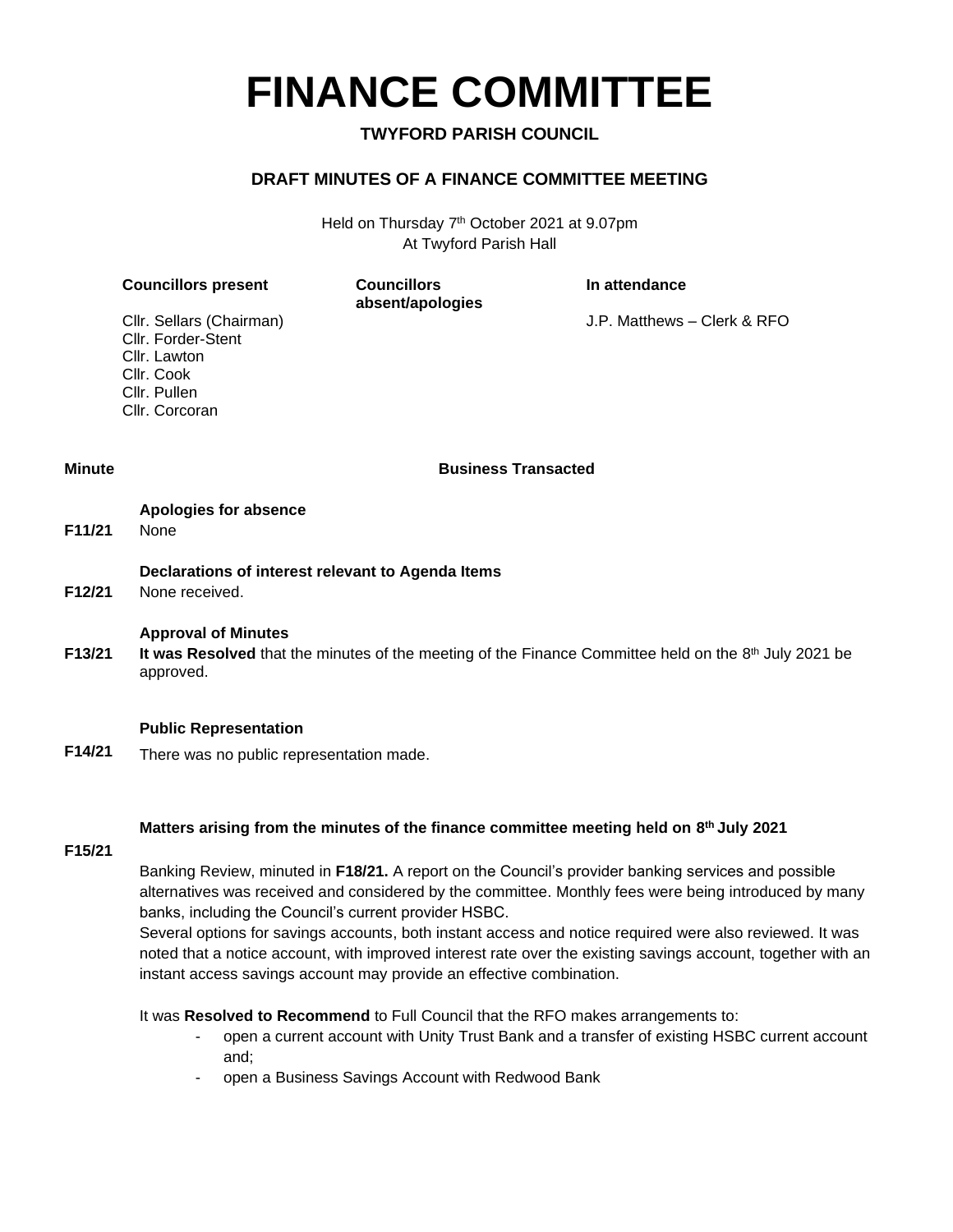# FINANCE COMMITTEE

**TWYFORD PARISH COUNCIL**

**DRAFT MINUTES OF A FINANCE COMMITTEE MEETING**

Held on Thursday 7th October 2021 at 9.07pm
At Twyford Parish Hall

| Councillors present | Councillors absent/apologies | In attendance |
|---|---|---|
| Cllr. Sellars (Chairman) | | J.P. Matthews – Clerk & RFO |
| Cllr. Forder-Stent | | |
| Cllr. Lawton | | |
| Cllr. Cook | | |
| Cllr. Pullen | | |
| Cllr. Corcoran | | |

**Minute** — **Business Transacted**

**F11/21** **Apologies for absence**
None

**F12/21** **Declarations of interest relevant to Agenda Items**
None received.

**F13/21** **Approval of Minutes**
**It was Resolved** that the minutes of the meeting of the Finance Committee held on the 8th July 2021 be approved.

**F14/21** **Public Representation**
There was no public representation made.

**F15/21** **Matters arising from the minutes of the finance committee meeting held on 8th July 2021**

Banking Review, minuted in **F18/21.** A report on the Council's provider banking services and possible alternatives was received and considered by the committee. Monthly fees were being introduced by many banks, including the Council's current provider HSBC.
Several options for savings accounts, both instant access and notice required were also reviewed. It was noted that a notice account, with improved interest rate over the existing savings account, together with an instant access savings account may provide an effective combination.

It was **Resolved to Recommend** to Full Council that the RFO makes arrangements to:

- open a current account with Unity Trust Bank and a transfer of existing HSBC current account and;
- open a Business Savings Account with Redwood Bank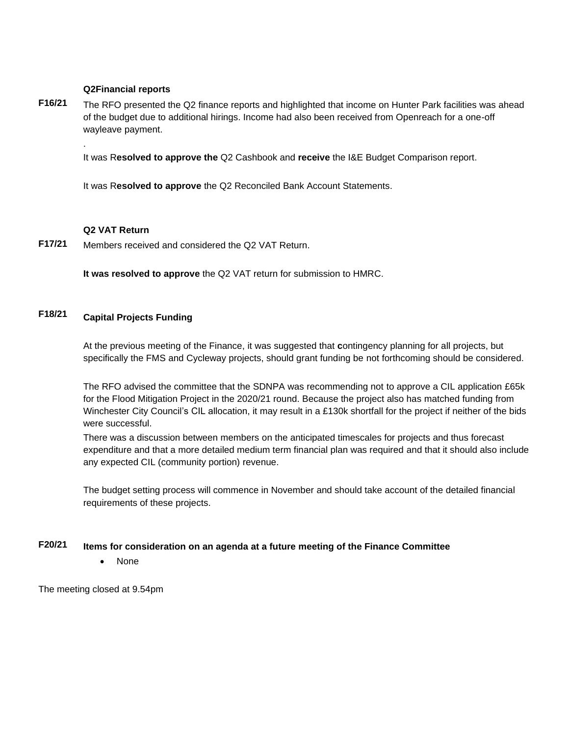**Q2Financial reports**

**F16/21** The RFO presented the Q2 finance reports and highlighted that income on Hunter Park facilities was ahead of the budget due to additional hirings. Income had also been received from Openreach for a one-off wayleave payment.

.

It was R**esolved to approve the** Q2 Cashbook and **receive** the I&E Budget Comparison report.

It was R**esolved to approve** the Q2 Reconciled Bank Account Statements.

**Q2 VAT Return**

**F17/21** Members received and considered the Q2 VAT Return.

**It was resolved to approve** the Q2 VAT return for submission to HMRC.

**F18/21 Capital Projects Funding**

At the previous meeting of the Finance, it was suggested that **c**ontingency planning for all projects, but specifically the FMS and Cycleway projects, should grant funding be not forthcoming should be considered.

The RFO advised the committee that the SDNPA was recommending not to approve a CIL application £65k for the Flood Mitigation Project in the 2020/21 round. Because the project also has matched funding from Winchester City Council's CIL allocation, it may result in a £130k shortfall for the project if neither of the bids were successful.

There was a discussion between members on the anticipated timescales for projects and thus forecast expenditure and that a more detailed medium term financial plan was required and that it should also include any expected CIL (community portion) revenue.

The budget setting process will commence in November and should take account of the detailed financial requirements of these projects.

**F20/21 Items for consideration on an agenda at a future meeting of the Finance Committee**

- None

The meeting closed at 9.54pm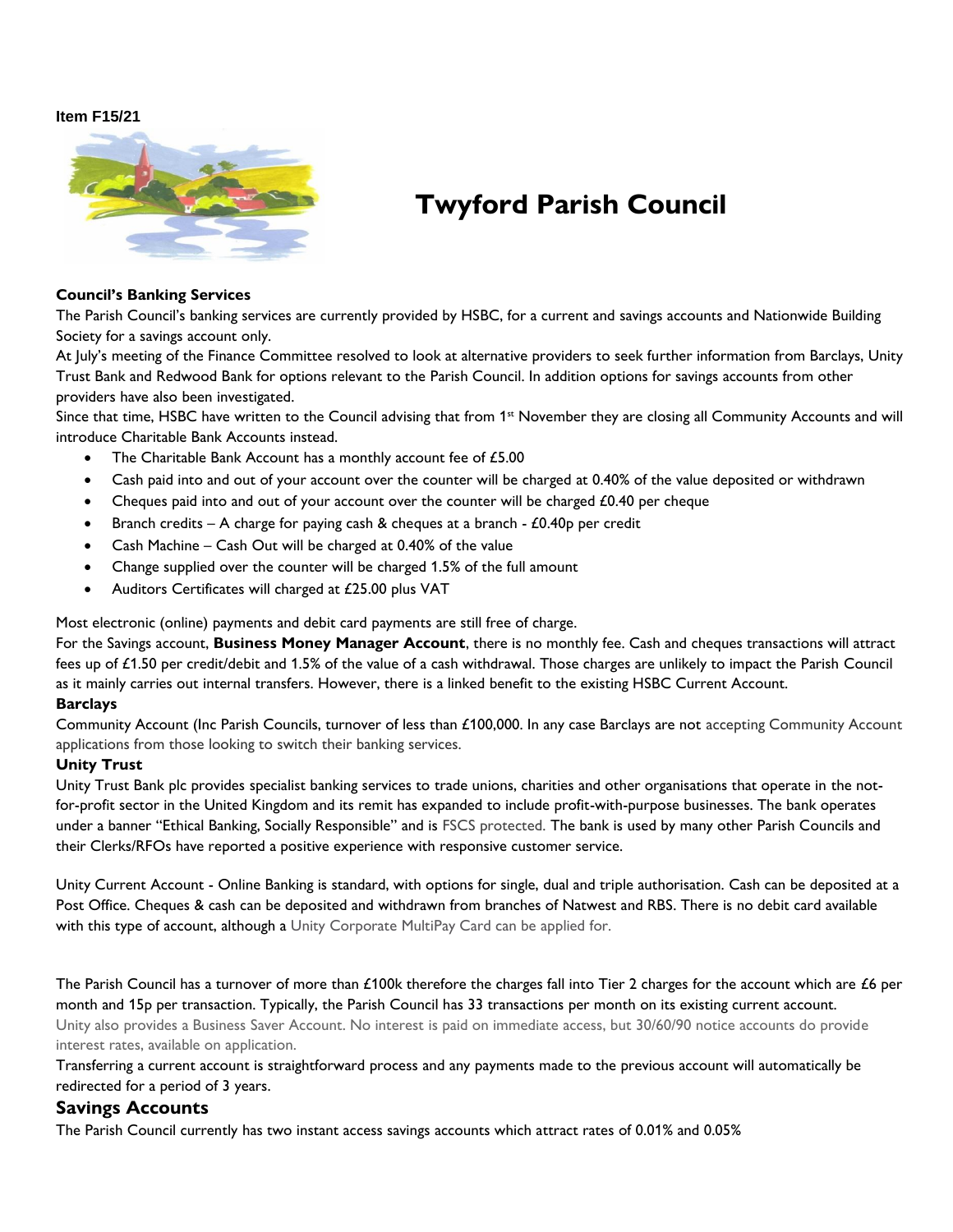**Item F15/21**

# Twyford Parish Council

**Council's Banking Services**

The Parish Council's banking services are currently provided by HSBC, for a current and savings accounts and Nationwide Building Society for a savings account only.

At July's meeting of the Finance Committee resolved to look at alternative providers to seek further information from Barclays, Unity Trust Bank and Redwood Bank for options relevant to the Parish Council. In addition options for savings accounts from other providers have also been investigated.

Since that time, HSBC have written to the Council advising that from 1st November they are closing all Community Accounts and will introduce Charitable Bank Accounts instead.

- The Charitable Bank Account has a monthly account fee of £5.00
- Cash paid into and out of your account over the counter will be charged at 0.40% of the value deposited or withdrawn
- Cheques paid into and out of your account over the counter will be charged £0.40 per cheque
- Branch credits – A charge for paying cash & cheques at a branch - £0.40p per credit
- Cash Machine – Cash Out will be charged at 0.40% of the value
- Change supplied over the counter will be charged 1.5% of the full amount
- Auditors Certificates will charged at £25.00 plus VAT

Most electronic (online) payments and debit card payments are still free of charge.

For the Savings account, **Business Money Manager Account**, there is no monthly fee. Cash and cheques transactions will attract fees up of £1.50 per credit/debit and 1.5% of the value of a cash withdrawal. Those charges are unlikely to impact the Parish Council as it mainly carries out internal transfers. However, there is a linked benefit to the existing HSBC Current Account.

**Barclays**

Community Account (Inc Parish Councils, turnover of less than £100,000. In any case Barclays are not accepting Community Account applications from those looking to switch their banking services.

**Unity Trust**

Unity Trust Bank plc provides specialist banking services to trade unions, charities and other organisations that operate in the not-for-profit sector in the United Kingdom and its remit has expanded to include profit-with-purpose businesses. The bank operates under a banner "Ethical Banking, Socially Responsible" and is FSCS protected. The bank is used by many other Parish Councils and their Clerks/RFOs have reported a positive experience with responsive customer service.

Unity Current Account - Online Banking is standard, with options for single, dual and triple authorisation. Cash can be deposited at a Post Office. Cheques & cash can be deposited and withdrawn from branches of Natwest and RBS. There is no debit card available with this type of account, although a Unity Corporate MultiPay Card can be applied for.

The Parish Council has a turnover of more than £100k therefore the charges fall into Tier 2 charges for the account which are £6 per month and 15p per transaction. Typically, the Parish Council has 33 transactions per month on its existing current account.

Unity also provides a Business Saver Account. No interest is paid on immediate access, but 30/60/90 notice accounts do provide interest rates, available on application.

Transferring a current account is straightforward process and any payments made to the previous account will automatically be redirected for a period of 3 years.

## Savings Accounts

The Parish Council currently has two instant access savings accounts which attract rates of 0.01% and 0.05%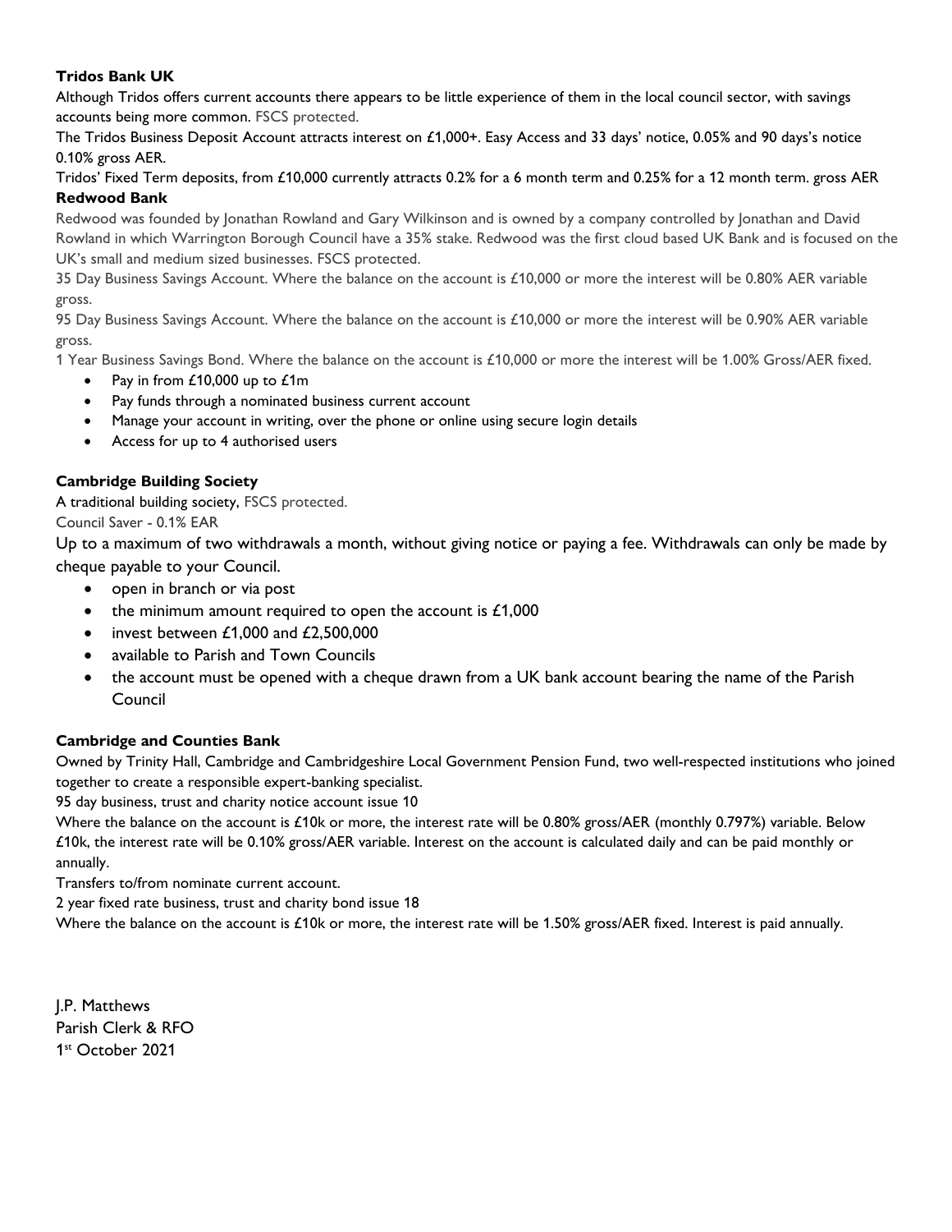**Tridos Bank UK**

Although Tridos offers current accounts there appears to be little experience of them in the local council sector, with savings accounts being more common. FSCS protected.

The Tridos Business Deposit Account attracts interest on £1,000+. Easy Access and 33 days' notice, 0.05% and 90 days's notice 0.10% gross AER.

Tridos' Fixed Term deposits, from £10,000 currently attracts 0.2% for a 6 month term and 0.25% for a 12 month term. gross AER

**Redwood Bank**

Redwood was founded by Jonathan Rowland and Gary Wilkinson and is owned by a company controlled by Jonathan and David Rowland in which Warrington Borough Council have a 35% stake. Redwood was the first cloud based UK Bank and is focused on the UK's small and medium sized businesses. FSCS protected.

35 Day Business Savings Account. Where the balance on the account is £10,000 or more the interest will be 0.80% AER variable gross.

95 Day Business Savings Account. Where the balance on the account is £10,000 or more the interest will be 0.90% AER variable gross.

1 Year Business Savings Bond. Where the balance on the account is £10,000 or more the interest will be 1.00% Gross/AER fixed.

- Pay in from £10,000 up to £1m
- Pay funds through a nominated business current account
- Manage your account in writing, over the phone or online using secure login details
- Access for up to 4 authorised users

**Cambridge Building Society**

A traditional building society, FSCS protected.

Council Saver - 0.1% EAR

Up to a maximum of two withdrawals a month, without giving notice or paying a fee. Withdrawals can only be made by cheque payable to your Council.

- open in branch or via post
- the minimum amount required to open the account is £1,000
- invest between £1,000 and £2,500,000
- available to Parish and Town Councils
- the account must be opened with a cheque drawn from a UK bank account bearing the name of the Parish Council

**Cambridge and Counties Bank**

Owned by Trinity Hall, Cambridge and Cambridgeshire Local Government Pension Fund, two well-respected institutions who joined together to create a responsible expert-banking specialist.

95 day business, trust and charity notice account issue 10

Where the balance on the account is £10k or more, the interest rate will be 0.80% gross/AER (monthly 0.797%) variable. Below £10k, the interest rate will be 0.10% gross/AER variable. Interest on the account is calculated daily and can be paid monthly or annually.

Transfers to/from nominate current account.

2 year fixed rate business, trust and charity bond issue 18

Where the balance on the account is £10k or more, the interest rate will be 1.50% gross/AER fixed. Interest is paid annually.

J.P. Matthews
Parish Clerk & RFO
1st October 2021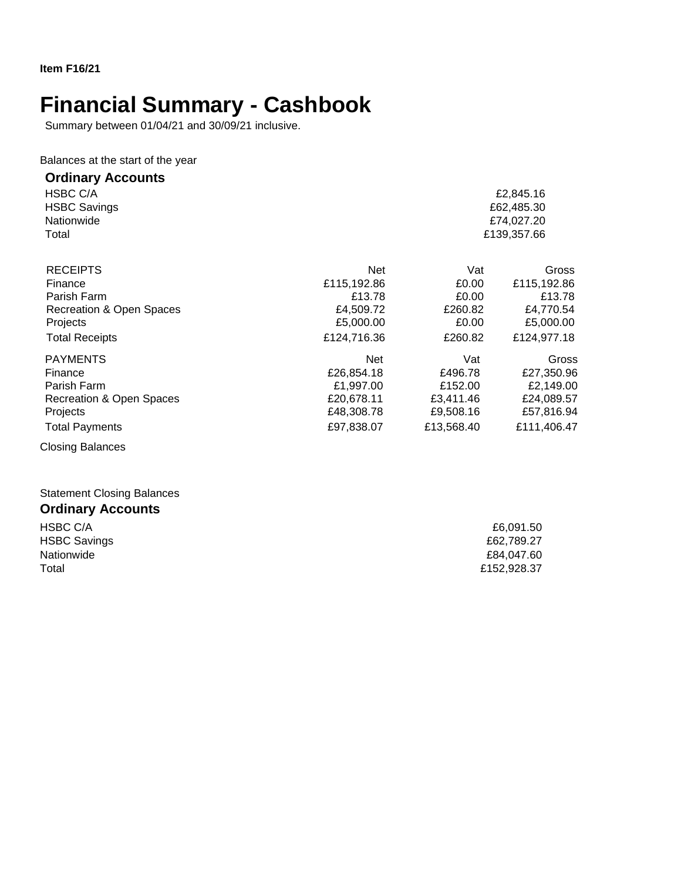**Item F16/21**

# Financial Summary - Cashbook

Summary between 01/04/21 and 30/09/21 inclusive.

Balances at the start of the year

## Ordinary Accounts

| | |
|---|---|
| HSBC C/A | £2,845.16 |
| HSBC Savings | £62,485.30 |
| Nationwide | £74,027.20 |
| Total | £139,357.66 |

| RECEIPTS | Net | Vat | Gross |
|---|---|---|---|
| Finance | £115,192.86 | £0.00 | £115,192.86 |
| Parish Farm | £13.78 | £0.00 | £13.78 |
| Recreation & Open Spaces | £4,509.72 | £260.82 | £4,770.54 |
| Projects | £5,000.00 | £0.00 | £5,000.00 |
| Total Receipts | £124,716.36 | £260.82 | £124,977.18 |

| PAYMENTS | Net | Vat | Gross |
|---|---|---|---|
| Finance | £26,854.18 | £496.78 | £27,350.96 |
| Parish Farm | £1,997.00 | £152.00 | £2,149.00 |
| Recreation & Open Spaces | £20,678.11 | £3,411.46 | £24,089.57 |
| Projects | £48,308.78 | £9,508.16 | £57,816.94 |
| Total Payments | £97,838.07 | £13,568.40 | £111,406.47 |

Closing Balances

Statement Closing Balances

## Ordinary Accounts

| | |
|---|---|
| HSBC C/A | £6,091.50 |
| HSBC Savings | £62,789.27 |
| Nationwide | £84,047.60 |
| Total | £152,928.37 |